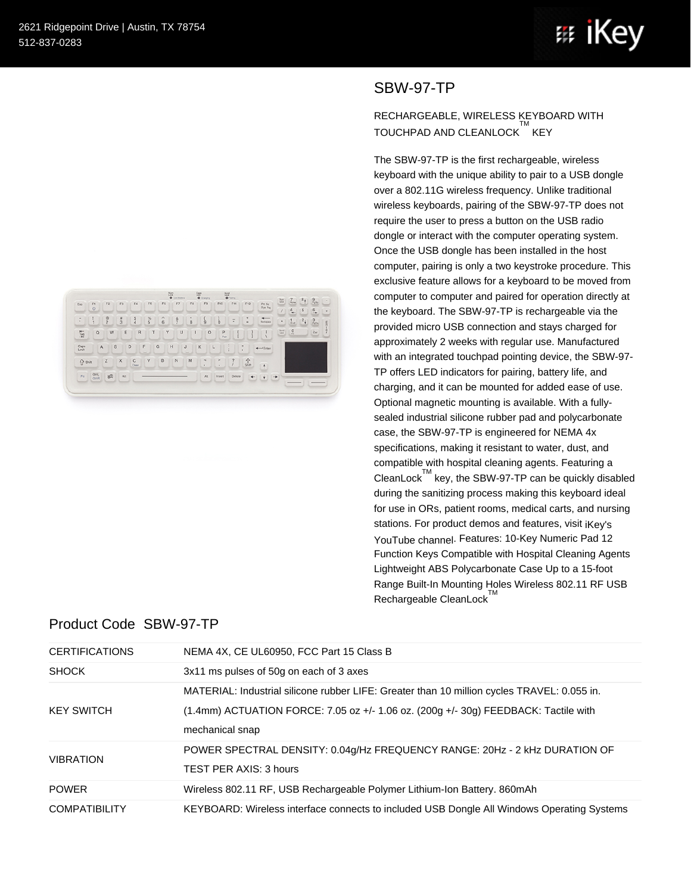2621 Ridgepoint Drive | Austin, TX 78754
512-837-0283

# SBW-97-TP

RECHARGEABLE, WIRELESS KEYBOARD WITH TOUCHPAD AND CLEANLOCK™ KEY

The SBW-97-TP is the first rechargeable, wireless keyboard with the unique ability to pair to a USB dongle over a 802.11G wireless frequency. Unlike traditional wireless keyboards, pairing of the SBW-97-TP does not require the user to press a button on the USB radio dongle or interact with the computer operating system. Once the USB dongle has been installed in the host computer, pairing is only a two keystroke procedure. This exclusive feature allows for a keyboard to be moved from computer to computer and paired for operation directly at the keyboard. The SBW-97-TP is rechargeable via the provided micro USB connection and stays charged for approximately 2 weeks with regular use. Manufactured with an integrated touchpad pointing device, the SBW-97-TP offers LED indicators for pairing, battery life, and charging, and it can be mounted for added ease of use. Optional magnetic mounting is available. With a fully-sealed industrial silicone rubber pad and polycarbonate case, the SBW-97-TP is engineered for NEMA 4x specifications, making it resistant to water, dust, and compatible with hospital cleaning agents. Featuring a CleanLock™ key, the SBW-97-TP can be quickly disabled during the sanitizing process making this keyboard ideal for use in ORs, patient rooms, medical carts, and nursing stations. For product demos and features, visit iKey's YouTube channel. Features: 10-Key Numeric Pad 12 Function Keys Compatible with Hospital Cleaning Agents Lightweight ABS Polycarbonate Case Up to a 15-foot Range Built-In Mounting Holes Wireless 802.11 RF USB Rechargeable CleanLock™

## Product Code SBW-97-TP

| | |
|---|---|
| CERTIFICATIONS | NEMA 4X, CE UL60950, FCC Part 15 Class B |
| SHOCK | 3x11 ms pulses of 50g on each of 3 axes |
| KEY SWITCH | MATERIAL: Industrial silicone rubber LIFE: Greater than 10 million cycles TRAVEL: 0.055 in. (1.4mm) ACTUATION FORCE: 7.05 oz +/- 1.06 oz. (200g +/- 30g) FEEDBACK: Tactile with mechanical snap |
| VIBRATION | POWER SPECTRAL DENSITY: 0.04g/Hz FREQUENCY RANGE: 20Hz - 2 kHz DURATION OF TEST PER AXIS: 3 hours |
| POWER | Wireless 802.11 RF, USB Rechargeable Polymer Lithium-Ion Battery. 860mAh |
| COMPATIBILITY | KEYBOARD: Wireless interface connects to included USB Dongle All Windows Operating Systems |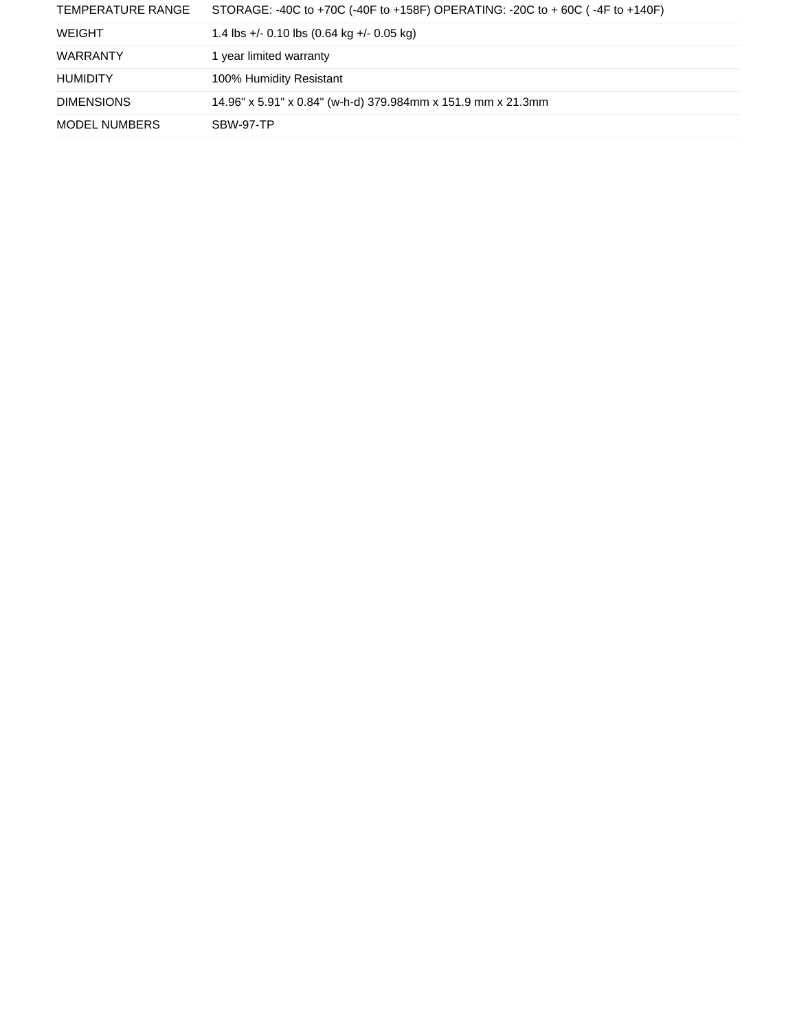| | |
|---|---|
| TEMPERATURE RANGE | STORAGE: -40C to +70C (-40F to +158F) OPERATING: -20C to + 60C ( -4F to +140F) |
| WEIGHT | 1.4 lbs +/- 0.10 lbs (0.64 kg +/- 0.05 kg) |
| WARRANTY | 1 year limited warranty |
| HUMIDITY | 100% Humidity Resistant |
| DIMENSIONS | 14.96" x 5.91" x 0.84" (w-h-d) 379.984mm x 151.9 mm x 21.3mm |
| MODEL NUMBERS | SBW-97-TP |